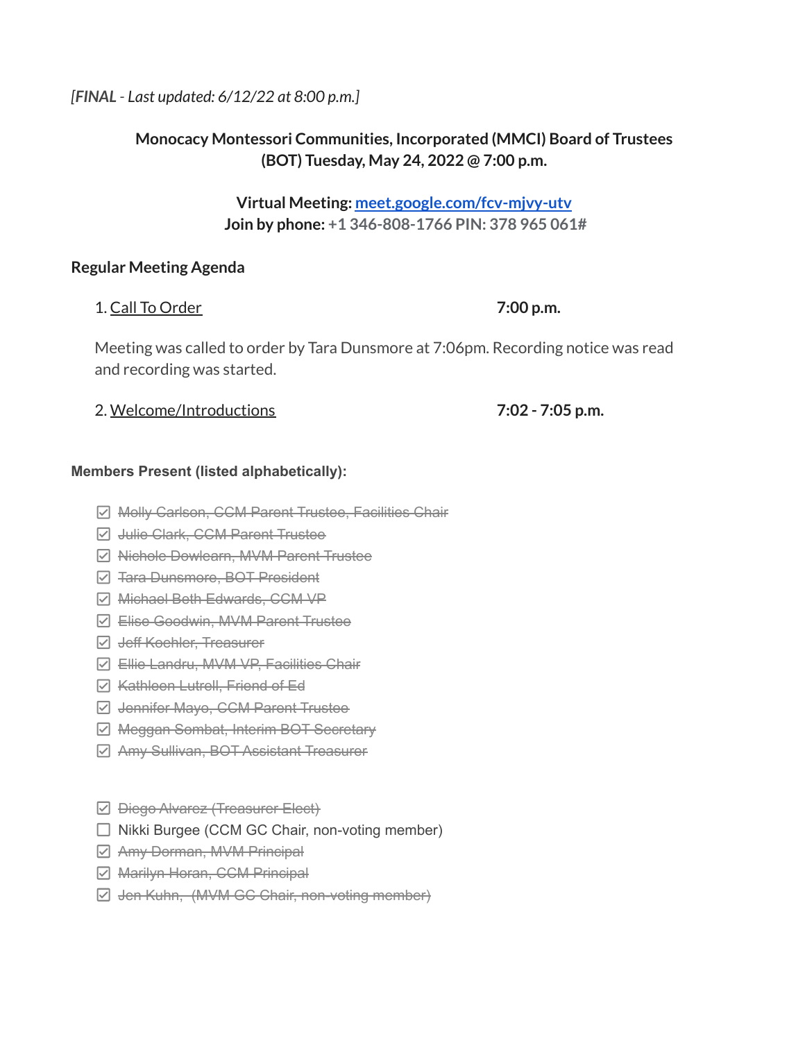*[**FINAL** - Last updated: 6/12/22 at 8:00 p.m.]*

**Monocacy Montessori Communities, Incorporated (MMCI) Board of Trustees (BOT) Tuesday, May 24, 2022 @ 7:00 p.m.**

**Virtual Meeting: [meet.google.com/fcv-mjvy-utv](https://meet.google.com/fcv-mjvy-utv)**
**Join by phone: +1 346-808-1766 PIN: 378 965 061#**

## Regular Meeting Agenda

1. Call To Order **7:00 p.m.**

Meeting was called to order by Tara Dunsmore at 7:06pm. Recording notice was read and recording started.

2. Welcome/Introductions **7:02 - 7:05 p.m.**

**Members Present (listed alphabetically):**

- [x] ~~Molly Carlson, CCM Parent Trustee, Facilities Chair~~
- [x] ~~Julie Clark, CCM Parent Trustee~~
- [x] ~~Nichole Dowlearn, MVM Parent Trustee~~
- [x] ~~Tara Dunsmore, BOT President~~
- [x] ~~Michael Beth Edwards, CCM VP~~
- [x] ~~Elise Goodwin, MVM Parent Trustee~~
- [x] ~~Jeff Koehler, Treasurer~~
- [x] ~~Ellie Landru, MVM VP, Facilities Chair~~
- [x] ~~Kathleen Lutrell, Friend of Ed~~
- [x] ~~Jennifer Mayo, CCM Parent Trustee~~
- [x] ~~Meggan Sombat, Interim BOT Secretary~~
- [x] ~~Amy Sullivan, BOT Assistant Treasurer~~

- [x] ~~Diego Alvarez (Treasurer Elect)~~
- [ ] Nikki Burgee (CCM GC Chair, non-voting member)
- [x] ~~Amy Dorman, MVM Principal~~
- [x] ~~Marilyn Horan, CCM Principal~~
- [x] ~~Jen Kuhn, (MVM GC Chair, non-voting member)~~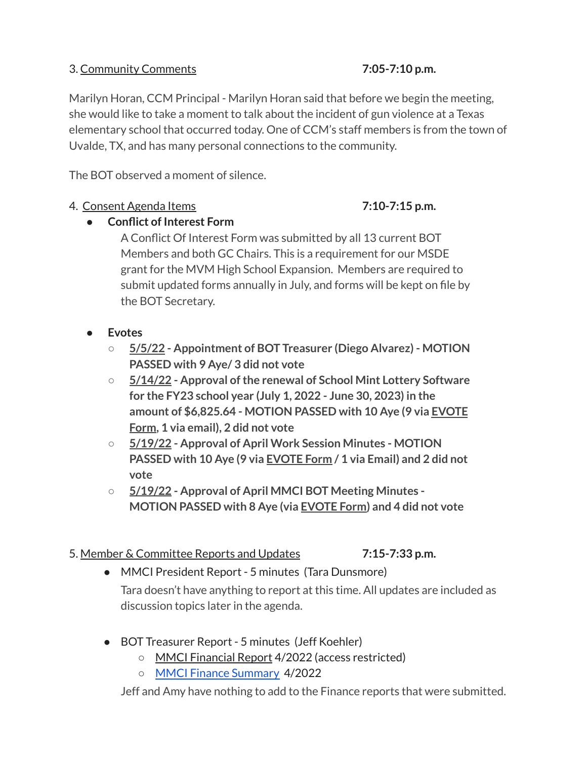3. Community Comments **7:05-7:10 p.m.**

Marilyn Horan, CCM Principal - Marilyn Horan said that before we begin the meeting, she would like to take a moment to talk about the incident of gun violence at a Texas elementary school that occurred today. One of CCM's staff members is from the town of Uvalde, TX, and has many personal connections to the community.

The BOT observed a moment of silence.

4. Consent Agenda Items **7:10-7:15 p.m.**

- **Conflict of Interest Form**

  A Conflict Of Interest Form was submitted by all 13 current BOT Members and both GC Chairs. This is a requirement for our MSDE grant for the MVM High School Expansion. Members are required to submit updated forms annually in July, and forms will be kept on file by the BOT Secretary.

- **Evotes**
  - **5/5/22 - Appointment of BOT Treasurer (Diego Alvarez) - MOTION PASSED with 9 Aye/ 3 did not vote**
  - **5/14/22 - Approval of the renewal of School Mint Lottery Software for the FY23 school year (July 1, 2022 - June 30, 2023) in the amount of $6,825.64 - MOTION PASSED with 10 Aye (9 via EVOTE Form, 1 via email), 2 did not vote**
  - **5/19/22 - Approval of April Work Session Minutes - MOTION PASSED with 10 Aye (9 via EVOTE Form / 1 via Email) and 2 did not vote**
  - **5/19/22 - Approval of April MMCI BOT Meeting Minutes - MOTION PASSED with 8 Aye (via EVOTE Form) and 4 did not vote**

5. Member & Committee Reports and Updates **7:15-7:33 p.m.**

- MMCI President Report - 5 minutes (Tara Dunsmore)

  Tara doesn't have anything to report at this time. All updates are included as discussion topics later in the agenda.

- BOT Treasurer Report - 5 minutes (Jeff Koehler)
  - MMCI Financial Report 4/2022 (access restricted)
  - MMCI Finance Summary 4/2022

  Jeff and Amy have nothing to add to the Finance reports that were submitted.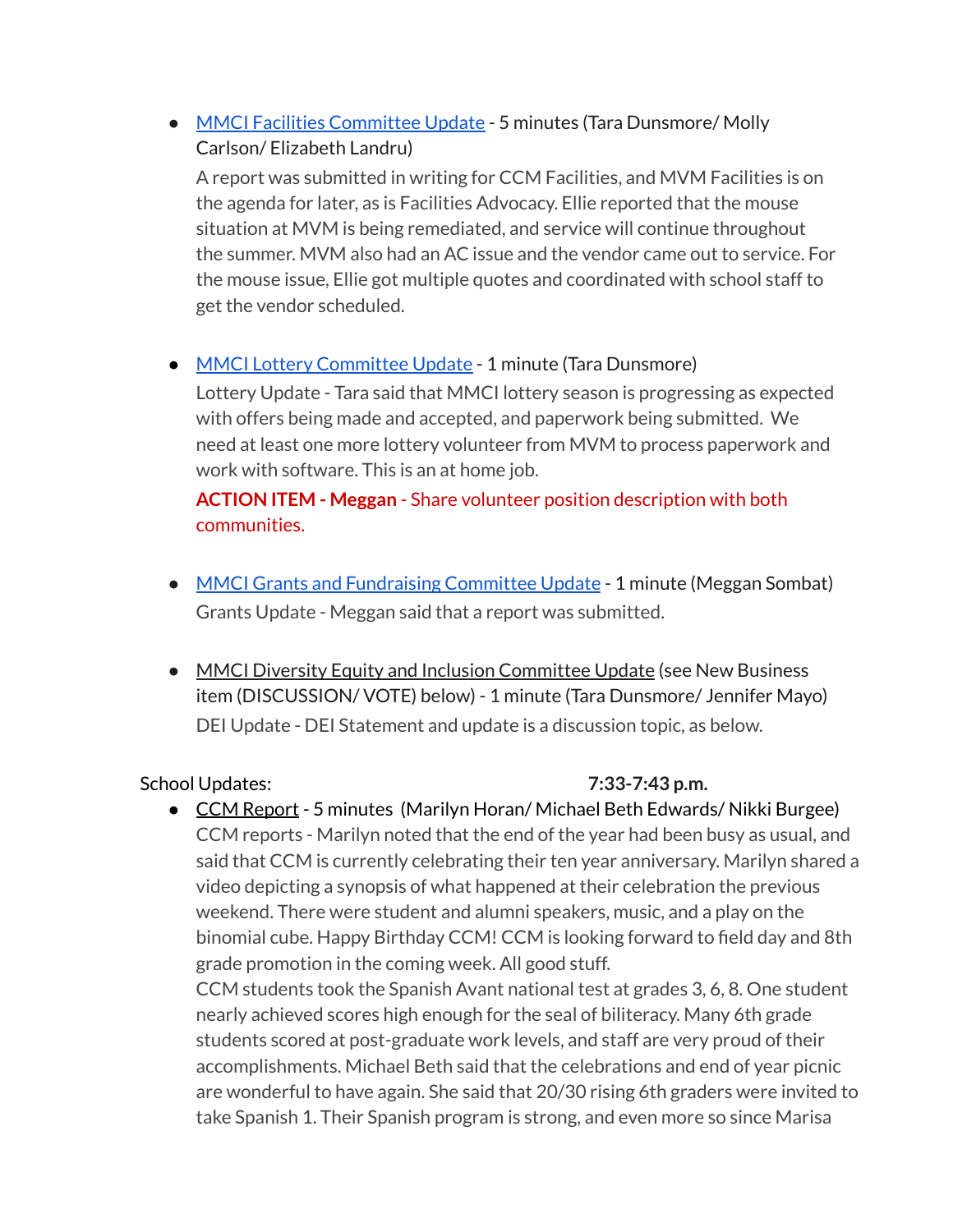- MMCI Facilities Committee Update - 5 minutes (Tara Dunsmore/ Molly Carlson/ Elizabeth Landru)

  A report was submitted in writing for CCM Facilities, and MVM Facilities is on the agenda for later, as is Facilities Advocacy. Ellie reported that the mouse situation at MVM is being remediated, and service will continue throughout the summer. MVM also had an AC issue and the vendor came out to service. For the mouse issue, Ellie got multiple quotes and coordinated with school staff to get the vendor scheduled.

- MMCI Lottery Committee Update - 1 minute (Tara Dunsmore)

  Lottery Update - Tara said that MMCI lottery season is progressing as expected with offers being made and accepted, and paperwork being submitted. We need at least one more lottery volunteer from MVM to process paperwork and work with software. This is an at home job.

  **ACTION ITEM - Meggan** - Share volunteer position description with both communities.

- MMCI Grants and Fundraising Committee Update - 1 minute (Meggan Sombat)

  Grants Update - Meggan said that a report was submitted.

- MMCI Diversity Equity and Inclusion Committee Update (see New Business item (DISCUSSION/ VOTE) below) - 1 minute (Tara Dunsmore/ Jennifer Mayo)

  DEI Update - DEI Statement and update is a discussion topic, as below.

School Updates: **7:33-7:43 p.m.**

- CCM Report - 5 minutes (Marilyn Horan/ Michael Beth Edwards/ Nikki Burgee)

  CCM reports - Marilyn noted that the end of the year had been busy as usual, and said that CCM is currently celebrating their ten year anniversary. Marilyn shared a video depicting a synopsis of what happened at their celebration the previous weekend. There were student and alumni speakers, music, and a play on the binomial cube. Happy Birthday CCM! CCM is looking forward to field day and 8th grade promotion in the coming week. All good stuff.

  CCM students took the Spanish Avant national test at grades 3, 6, 8. One student nearly achieved scores high enough for the seal of biliteracy. Many 6th grade students scored at post-graduate work levels, and staff are very proud of their accomplishments. Michael Beth said that the celebrations and end of year picnic are wonderful to have again. She said that 20/30 rising 6th graders were invited to take Spanish 1. Their Spanish program is strong, and even more so since Marisa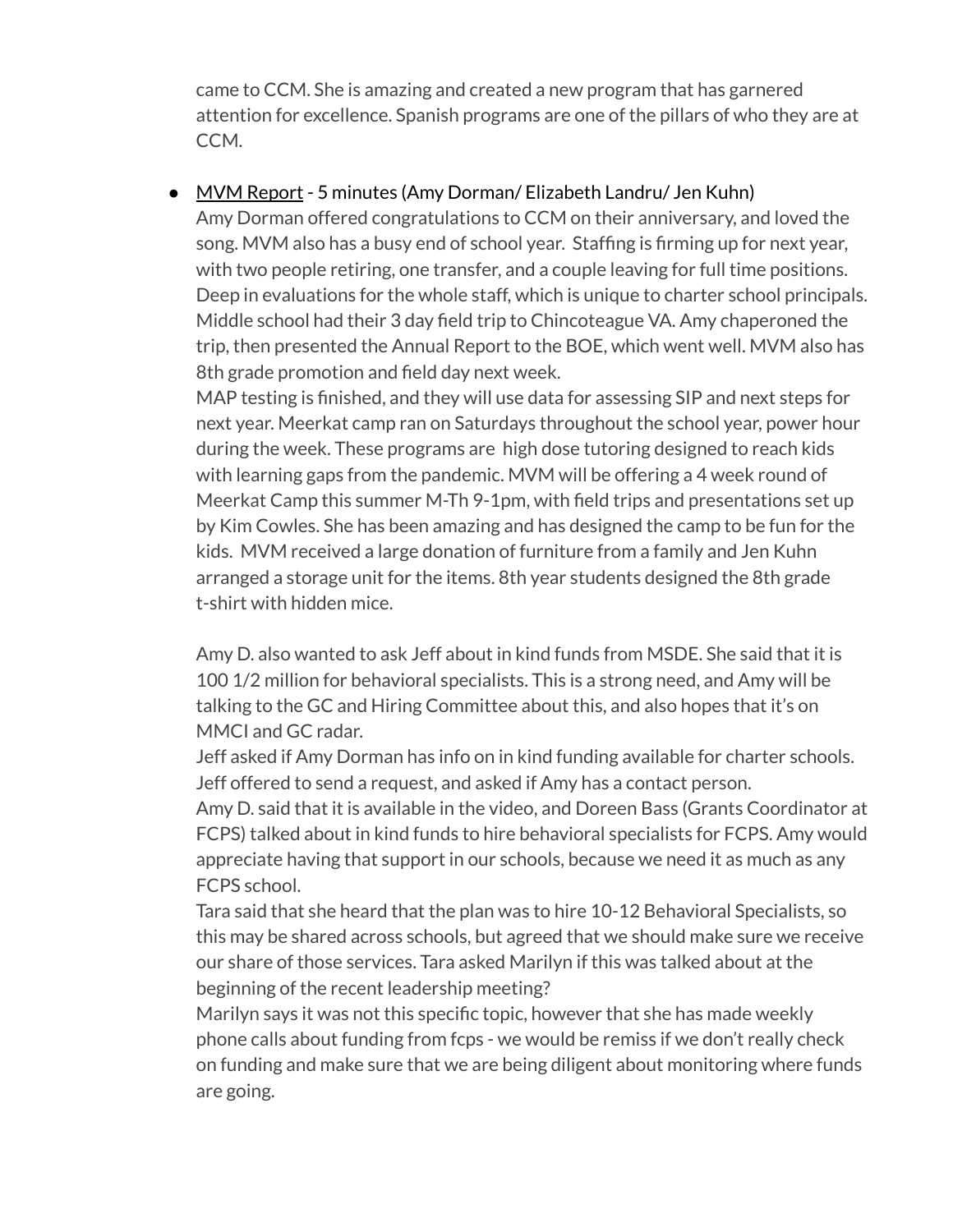came to CCM. She is amazing and created a new program that has garnered attention for excellence. Spanish programs are one of the pillars of who they are at CCM.

- MVM Report - 5 minutes (Amy Dorman/ Elizabeth Landru/ Jen Kuhn)
  Amy Dorman offered congratulations to CCM on their anniversary, and loved the song. MVM also has a busy end of school year. Staffing is firming up for next year, with two people retiring, one transfer, and a couple leaving for full time positions. Deep in evaluations for the whole staff, which is unique to charter school principals. Middle school had their 3 day field trip to Chincoteague VA. Amy chaperoned the trip, then presented the Annual Report to the BOE, which went well. MVM also has 8th grade promotion and field day next week.
  MAP testing is finished, and they will use data for assessing SIP and next steps for next year. Meerkat camp ran on Saturdays throughout the school year, power hour during the week. These programs are high dose tutoring designed to reach kids with learning gaps from the pandemic. MVM will be offering a 4 week round of Meerkat Camp this summer M-Th 9-1pm, with field trips and presentations set up by Kim Cowles. She has been amazing and has designed the camp to be fun for the kids. MVM received a large donation of furniture from a family and Jen Kuhn arranged a storage unit for the items. 8th year students designed the 8th grade t-shirt with hidden mice.

  Amy D. also wanted to ask Jeff about in kind funds from MSDE. She said that it is 100 1/2 million for behavioral specialists. This is a strong need, and Amy will be talking to the GC and Hiring Committee about this, and also hopes that it's on MMCI and GC radar.
  Jeff asked if Amy Dorman has info on in kind funding available for charter schools. Jeff offered to send a request, and asked if Amy has a contact person.
  Amy D. said that it is available in the video, and Doreen Bass (Grants Coordinator at FCPS) talked about in kind funds to hire behavioral specialists for FCPS. Amy would appreciate having that support in our schools, because we need it as much as any FCPS school.
  Tara said that she heard that the plan was to hire 10-12 Behavioral Specialists, so this may be shared across schools, but agreed that we should make sure we receive our share of those services. Tara asked Marilyn if this was talked about at the beginning of the recent leadership meeting?
  Marilyn says it was not this specific topic, however that she has made weekly phone calls about funding from fcps - we would be remiss if we don't really check on funding and make sure that we are being diligent about monitoring where funds are going.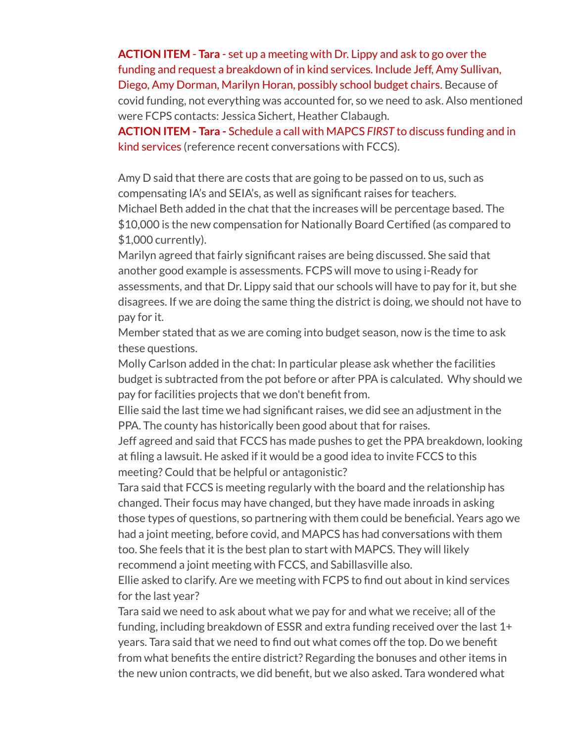**ACTION ITEM - Tara** - set up a meeting with Dr. Lippy and ask to go over the funding and request a breakdown of in kind services. Include Jeff, Amy Sullivan, Diego, Amy Dorman, Marilyn Horan, possibly school budget chairs. Because of covid funding, not everything was accounted for, so we need to ask. Also mentioned were FCPS contacts: Jessica Sichert, Heather Clabaugh.

**ACTION ITEM - Tara -** Schedule a call with MAPCS *FIRST* to discuss funding and in kind services (reference recent conversations with FCCS).

Amy D said that there are costs that are going to be passed on to us, such as compensating IA's and SEIA's, as well as significant raises for teachers.

Michael Beth added in the chat that the increases will be percentage based. The $10,000 is the new compensation for Nationally Board Certified (as compared to $1,000 currently).

Marilyn agreed that fairly significant raises are being discussed. She said that another good example is assessments. FCPS will move to using i-Ready for assessments, and that Dr. Lippy said that our schools will have to pay for it, but she disagrees. If we are doing the same thing the district is doing, we should not have to pay for it.

Member stated that as we are coming into budget season, now is the time to ask these questions.

Molly Carlson added in the chat: In particular please ask whether the facilities budget is subtracted from the pot before or after PPA is calculated. Why should we pay for facilities projects that we don't benefit from.

Ellie said the last time we had significant raises, we did see an adjustment in the PPA. The county has historically been good about that for raises.

Jeff agreed and said that FCCS has made pushes to get the PPA breakdown, looking at filing a lawsuit. He asked if it would be a good idea to invite FCCS to this meeting? Could that be helpful or antagonistic?

Tara said that FCCS is meeting regularly with the board and the relationship has changed. Their focus may have changed, but they have made inroads in asking those types of questions, so partnering with them could be beneficial. Years ago we had a joint meeting, before covid, and MAPCS has had conversations with them too. She feels that it is the best plan to start with MAPCS. They will likely recommend a joint meeting with FCCS, and Sabillasville also.

Ellie asked to clarify. Are we meeting with FCPS to find out about in kind services for the last year?

Tara said we need to ask about what we pay for and what we receive; all of the funding, including breakdown of ESSR and extra funding received over the last 1+ years. Tara said that we need to find out what comes off the top. Do we benefit from what benefits the entire district? Regarding the bonuses and other items in the new union contracts, we did benefit, but we also asked. Tara wondered what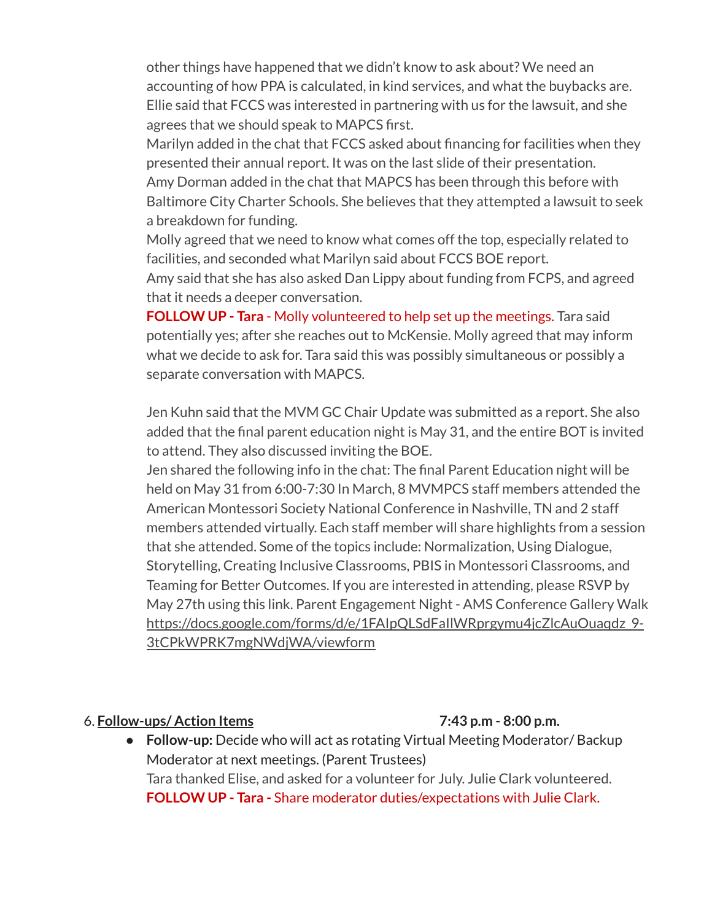other things have happened that we didn't know to ask about? We need an accounting of how PPA is calculated, in kind services, and what the buybacks are. Ellie said that FCCS was interested in partnering with us for the lawsuit, and she agrees that we should speak to MAPCS first.

Marilyn added in the chat that FCCS asked about financing for facilities when they presented their annual report. It was on the last slide of their presentation.

Amy Dorman added in the chat that MAPCS has been through this before with Baltimore City Charter Schools. She believes that they attempted a lawsuit to seek a breakdown for funding.

Molly agreed that we need to know what comes off the top, especially related to facilities, and seconded what Marilyn said about FCCS BOE report.

Amy said that she has also asked Dan Lippy about funding from FCPS, and agreed that it needs a deeper conversation.

**FOLLOW UP - Tara** - Molly volunteered to help set up the meetings. Tara said potentially yes; after she reaches out to McKensie. Molly agreed that may inform what we decide to ask for. Tara said this was possibly simultaneous or possibly a separate conversation with MAPCS.

Jen Kuhn said that the MVM GC Chair Update was submitted as a report. She also added that the final parent education night is May 31, and the entire BOT is invited to attend. They also discussed inviting the BOE.

Jen shared the following info in the chat: The final Parent Education night will be held on May 31 from 6:00-7:30 In March, 8 MVMPCS staff members attended the American Montessori Society National Conference in Nashville, TN and 2 staff members attended virtually. Each staff member will share highlights from a session that she attended. Some of the topics include: Normalization, Using Dialogue, Storytelling, Creating Inclusive Classrooms, PBIS in Montessori Classrooms, and Teaming for Better Outcomes. If you are interested in attending, please RSVP by May 27th using this link. Parent Engagement Night - AMS Conference Gallery Walk https://docs.google.com/forms/d/e/1FAIpQLSdFaIlWRprgymu4jcZlcAuOuaqdz_9-3tCPkWPRK7mgNWdjWA/viewform

6. **Follow-ups/ Action Items** **7:43 p.m - 8:00 p.m.**

- **Follow-up:** Decide who will act as rotating Virtual Meeting Moderator/ Backup Moderator at next meetings. (Parent Trustees)
  Tara thanked Elise, and asked for a volunteer for July. Julie Clark volunteered.
  **FOLLOW UP - Tara -** Share moderator duties/expectations with Julie Clark.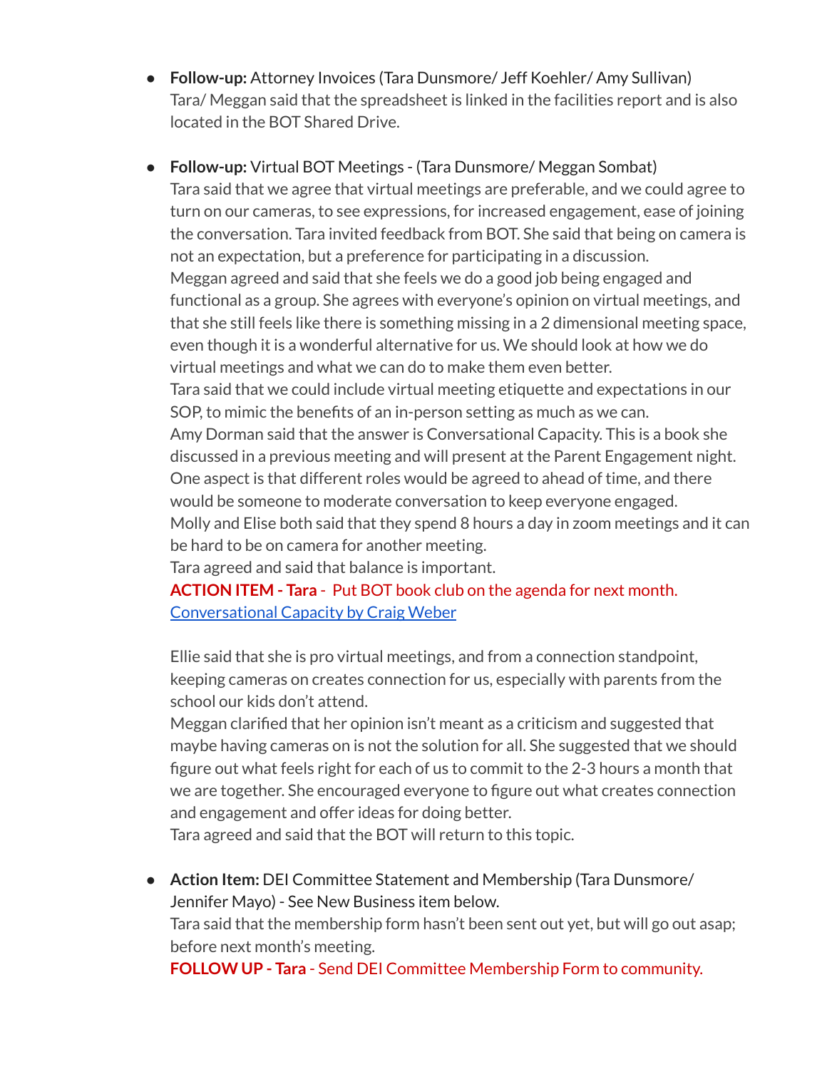- **Follow-up:** Attorney Invoices (Tara Dunsmore/ Jeff Koehler/ Amy Sullivan)
  Tara/ Meggan said that the spreadsheet is linked in the facilities report and is also located in the BOT Shared Drive.

- **Follow-up:** Virtual BOT Meetings - (Tara Dunsmore/ Meggan Sombat)
  Tara said that we agree that virtual meetings are preferable, and we could agree to turn on our cameras, to see expressions, for increased engagement, ease of joining the conversation. Tara invited feedback from BOT. She said that being on camera is not an expectation, but a preference for participating in a discussion.
  Meggan agreed and said that she feels we do a good job being engaged and functional as a group. She agrees with everyone's opinion on virtual meetings, and that she still feels like there is something missing in a 2 dimensional meeting space, even though it is a wonderful alternative for us. We should look at how we do virtual meetings and what we can do to make them even better.
  Tara said that we could include virtual meeting etiquette and expectations in our SOP, to mimic the benefits of an in-person setting as much as we can.
  Amy Dorman said that the answer is Conversational Capacity. This is a book she discussed in a previous meeting and will present at the Parent Engagement night. One aspect is that different roles would be agreed to ahead of time, and there would be someone to moderate conversation to keep everyone engaged.
  Molly and Elise both said that they spend 8 hours a day in zoom meetings and it can be hard to be on camera for another meeting.
  Tara agreed and said that balance is important.
  **ACTION ITEM - Tara** - Put BOT book club on the agenda for next month.
  Conversational Capacity by Craig Weber

  Ellie said that she is pro virtual meetings, and from a connection standpoint, keeping cameras on creates connection for us, especially with parents from the school our kids don't attend.
  Meggan clarified that her opinion isn't meant as a criticism and suggested that maybe having cameras on is not the solution for all. She suggested that we should figure out what feels right for each of us to commit to the 2-3 hours a month that we are together. She encouraged everyone to figure out what creates connection and engagement and offer ideas for doing better.
  Tara agreed and said that the BOT will return to this topic.

- **Action Item:** DEI Committee Statement and Membership (Tara Dunsmore/ Jennifer Mayo) - See New Business item below.
  Tara said that the membership form hasn't been sent out yet, but will go out asap; before next month's meeting.
  **FOLLOW UP - Tara** - Send DEI Committee Membership Form to community.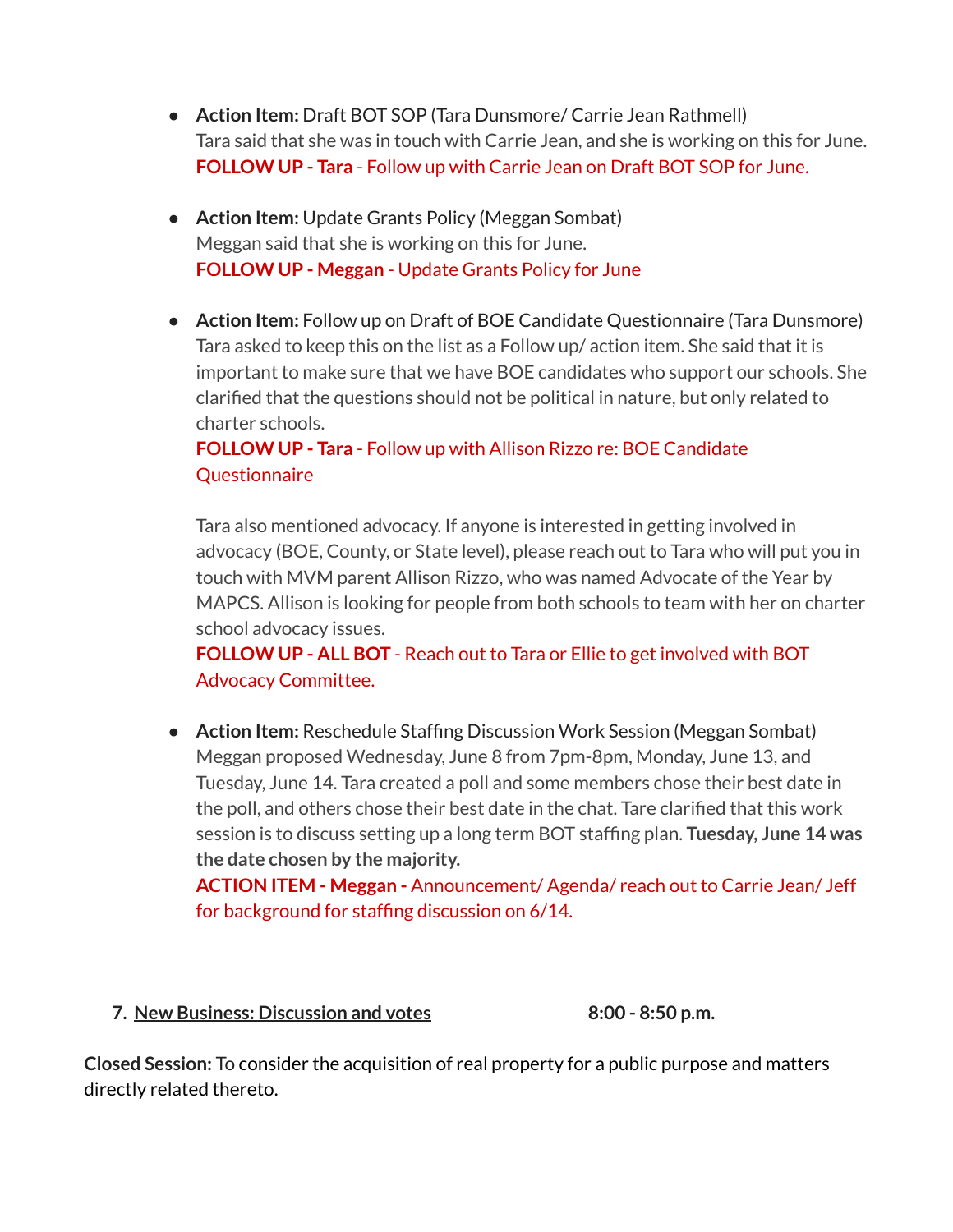- **Action Item:** Draft BOT SOP (Tara Dunsmore/ Carrie Jean Rathmell)
  Tara said that she was in touch with Carrie Jean, and she is working on this for June.
  **FOLLOW UP - Tara** - Follow up with Carrie Jean on Draft BOT SOP for June.

- **Action Item:** Update Grants Policy (Meggan Sombat)
  Meggan said that she is working on this for June.
  **FOLLOW UP - Meggan** - Update Grants Policy for June

- **Action Item:** Follow up on Draft of BOE Candidate Questionnaire (Tara Dunsmore)
  Tara asked to keep this on the list as a Follow up/ action item. She said that it is important to make sure that we have BOE candidates who support our schools. She clarified that the questions should not be political in nature, but only related to charter schools.
  **FOLLOW UP - Tara** - Follow up with Allison Rizzo re: BOE Candidate Questionnaire

  Tara also mentioned advocacy. If anyone is interested in getting involved in advocacy (BOE, County, or State level), please reach out to Tara who will put you in touch with MVM parent Allison Rizzo, who was named Advocate of the Year by MAPCS. Allison is looking for people from both schools to team with her on charter school advocacy issues.
  **FOLLOW UP - ALL BOT** - Reach out to Tara or Ellie to get involved with BOT Advocacy Committee.

- **Action Item:** Reschedule Staffing Discussion Work Session (Meggan Sombat)
  Meggan proposed Wednesday, June 8 from 7pm-8pm, Monday, June 13, and Tuesday, June 14. Tara created a poll and some members chose their best date in the poll, and others chose their best date in the chat. Tare clarified that this work session is to discuss setting up a long term BOT staffing plan. **Tuesday, June 14 was the date chosen by the majority.**
  **ACTION ITEM - Meggan -** Announcement/ Agenda/ reach out to Carrie Jean/ Jeff for background for staffing discussion on 6/14.

7. **New Business: Discussion and votes** **8:00 - 8:50 p.m.**

**Closed Session:** To consider the acquisition of real property for a public purpose and matters directly related thereto.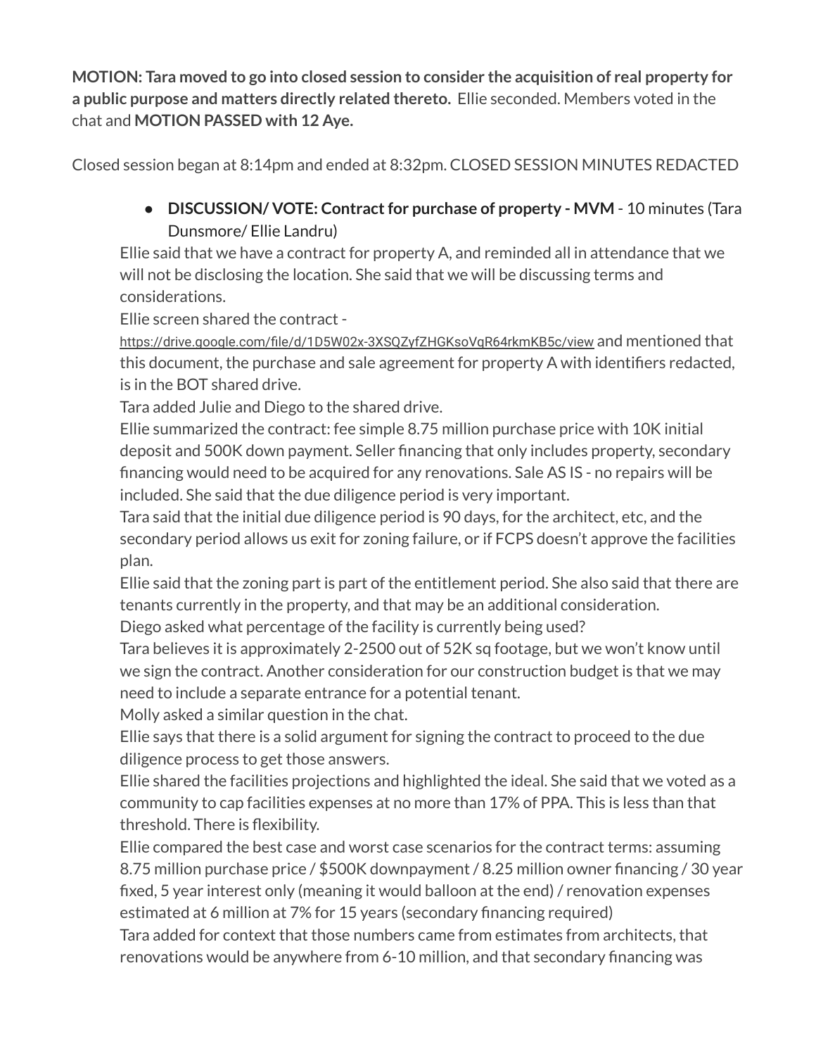**MOTION: Tara moved to go into closed session to consider the acquisition of real property for a public purpose and matters directly related thereto.** Ellie seconded. Members voted in the chat and **MOTION PASSED with 12 Aye.**

Closed session began at 8:14pm and ended at 8:32pm. CLOSED SESSION MINUTES REDACTED

- **DISCUSSION/ VOTE: Contract for purchase of property - MVM** - 10 minutes (Tara Dunsmore/ Ellie Landru)

Ellie said that we have a contract for property A, and reminded all in attendance that we will not be disclosing the location. She said that we will be discussing terms and considerations.

Ellie screen shared the contract - https://drive.google.com/file/d/1D5W02x-3XSQZyfZHGKsoVqR64rkmKB5c/view and mentioned that this document, the purchase and sale agreement for property A with identifiers redacted, is in the BOT shared drive.

Tara added Julie and Diego to the shared drive.

Ellie summarized the contract: fee simple 8.75 million purchase price with 10K initial deposit and 500K down payment. Seller financing that only includes property, secondary financing would need to be acquired for any renovations. Sale AS IS - no repairs will be included. She said that the due diligence period is very important.

Tara said that the initial due diligence period is 90 days, for the architect, etc, and the secondary period allows us exit for zoning failure, or if FCPS doesn't approve the facilities plan.

Ellie said that the zoning part is part of the entitlement period. She also said that there are tenants currently in the property, and that may be an additional consideration.

Diego asked what percentage of the facility is currently being used?

Tara believes it is approximately 2-2500 out of 52K sq footage, but we won't know until we sign the contract. Another consideration for our construction budget is that we may need to include a separate entrance for a potential tenant.

Molly asked a similar question in the chat.

Ellie says that there is a solid argument for signing the contract to proceed to the due diligence process to get those answers.

Ellie shared the facilities projections and highlighted the ideal. She said that we voted as a community to cap facilities expenses at no more than 17% of PPA. This is less than that threshold. There is flexibility.

Ellie compared the best case and worst case scenarios for the contract terms: assuming 8.75 million purchase price / $500K downpayment / 8.25 million owner financing / 30 year fixed, 5 year interest only (meaning it would balloon at the end) / renovation expenses estimated at 6 million at 7% for 15 years (secondary financing required)

Tara added for context that those numbers came from estimates from architects, that renovations would be anywhere from 6-10 million, and that secondary financing was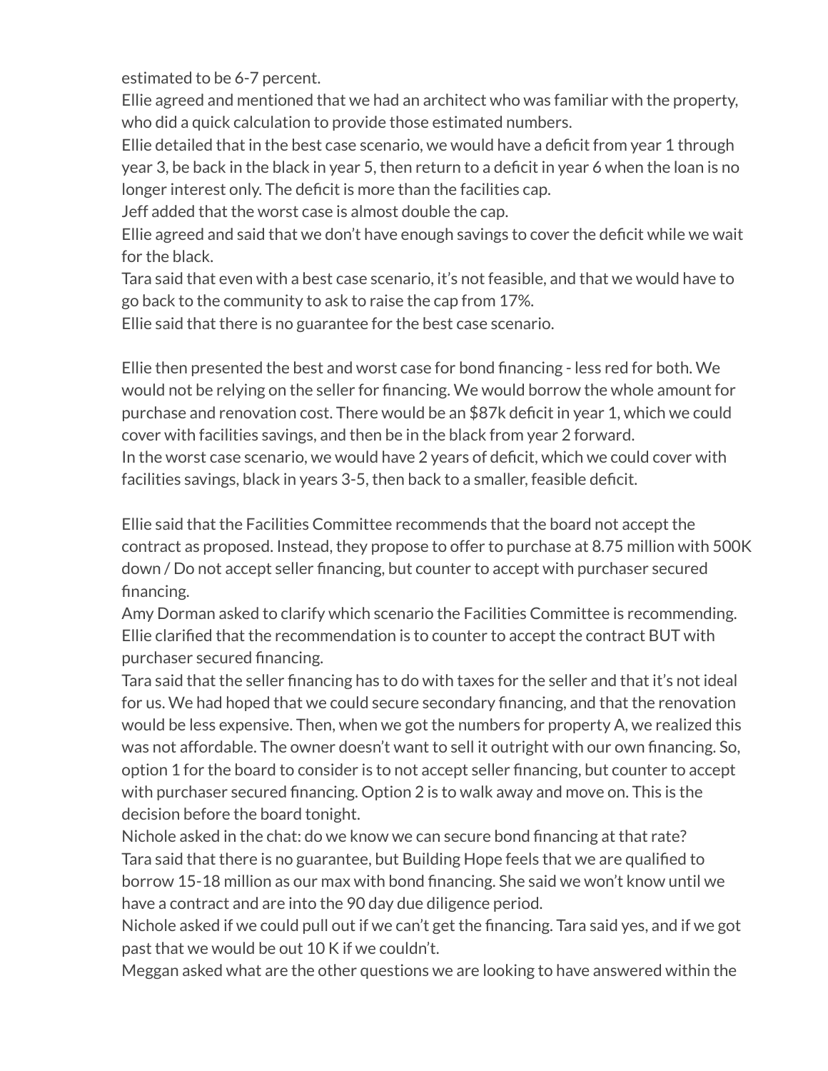estimated to be 6-7 percent.

Ellie agreed and mentioned that we had an architect who was familiar with the property, who did a quick calculation to provide those estimated numbers.

Ellie detailed that in the best case scenario, we would have a deficit from year 1 through year 3, be back in the black in year 5, then return to a deficit in year 6 when the loan is no longer interest only. The deficit is more than the facilities cap.

Jeff added that the worst case is almost double the cap.

Ellie agreed and said that we don't have enough savings to cover the deficit while we wait for the black.

Tara said that even with a best case scenario, it's not feasible, and that we would have to go back to the community to ask to raise the cap from 17%.

Ellie said that there is no guarantee for the best case scenario.

Ellie then presented the best and worst case for bond financing - less red for both. We would not be relying on the seller for financing. We would borrow the whole amount for purchase and renovation cost. There would be an $87k deficit in year 1, which we could cover with facilities savings, and then be in the black from year 2 forward.

In the worst case scenario, we would have 2 years of deficit, which we could cover with facilities savings, black in years 3-5, then back to a smaller, feasible deficit.

Ellie said that the Facilities Committee recommends that the board not accept the contract as proposed. Instead, they propose to offer to purchase at 8.75 million with 500K down / Do not accept seller financing, but counter to accept with purchaser secured financing.

Amy Dorman asked to clarify which scenario the Facilities Committee is recommending. Ellie clarified that the recommendation is to counter to accept the contract BUT with purchaser secured financing.

Tara said that the seller financing has to do with taxes for the seller and that it's not ideal for us. We had hoped that we could secure secondary financing, and that the renovation would be less expensive. Then, when we got the numbers for property A, we realized this was not affordable. The owner doesn't want to sell it outright with our own financing. So, option 1 for the board to consider is to not accept seller financing, but counter to accept with purchaser secured financing. Option 2 is to walk away and move on. This is the decision before the board tonight.

Nichole asked in the chat: do we know we can secure bond financing at that rate?

Tara said that there is no guarantee, but Building Hope feels that we are qualified to borrow 15-18 million as our max with bond financing. She said we won't know until we have a contract and are into the 90 day due diligence period.

Nichole asked if we could pull out if we can't get the financing. Tara said yes, and if we got past that we would be out 10 K if we couldn't.

Meggan asked what are the other questions we are looking to have answered within the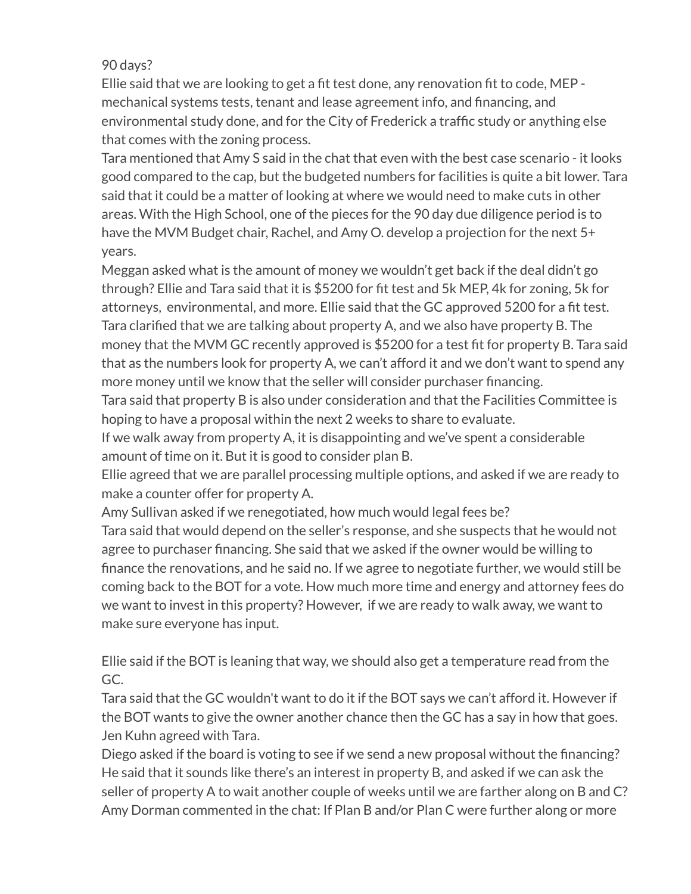90 days?

Ellie said that we are looking to get a fit test done, any renovation fit to code, MEP - mechanical systems tests, tenant and lease agreement info, and financing, and environmental study done, and for the City of Frederick a traffic study or anything else that comes with the zoning process.

Tara mentioned that Amy S said in the chat that even with the best case scenario - it looks good compared to the cap, but the budgeted numbers for facilities is quite a bit lower. Tara said that it could be a matter of looking at where we would need to make cuts in other areas. With the High School, one of the pieces for the 90 day due diligence period is to have the MVM Budget chair, Rachel, and Amy O. develop a projection for the next 5+ years.

Meggan asked what is the amount of money we wouldn't get back if the deal didn't go through? Ellie and Tara said that it is $5200 for fit test and 5k MEP, 4k for zoning, 5k for attorneys, environmental, and more. Ellie said that the GC approved 5200 for a fit test.

Tara clarified that we are talking about property A, and we also have property B. The money that the MVM GC recently approved is $5200 for a test fit for property B. Tara said that as the numbers look for property A, we can't afford it and we don't want to spend any more money until we know that the seller will consider purchaser financing.

Tara said that property B is also under consideration and that the Facilities Committee is hoping to have a proposal within the next 2 weeks to share to evaluate.

If we walk away from property A, it is disappointing and we've spent a considerable amount of time on it. But it is good to consider plan B.

Ellie agreed that we are parallel processing multiple options, and asked if we are ready to make a counter offer for property A.

Amy Sullivan asked if we renegotiated, how much would legal fees be?

Tara said that would depend on the seller's response, and she suspects that he would not agree to purchaser financing. She said that we asked if the owner would be willing to finance the renovations, and he said no. If we agree to negotiate further, we would still be coming back to the BOT for a vote. How much more time and energy and attorney fees do we want to invest in this property? However, if we are ready to walk away, we want to make sure everyone has input.

Ellie said if the BOT is leaning that way, we should also get a temperature read from the GC.

Tara said that the GC wouldn't want to do it if the BOT says we can't afford it. However if the BOT wants to give the owner another chance then the GC has a say in how that goes.

Jen Kuhn agreed with Tara.

Diego asked if the board is voting to see if we send a new proposal without the financing? He said that it sounds like there's an interest in property B, and asked if we can ask the seller of property A to wait another couple of weeks until we are farther along on B and C?

Amy Dorman commented in the chat: If Plan B and/or Plan C were further along or more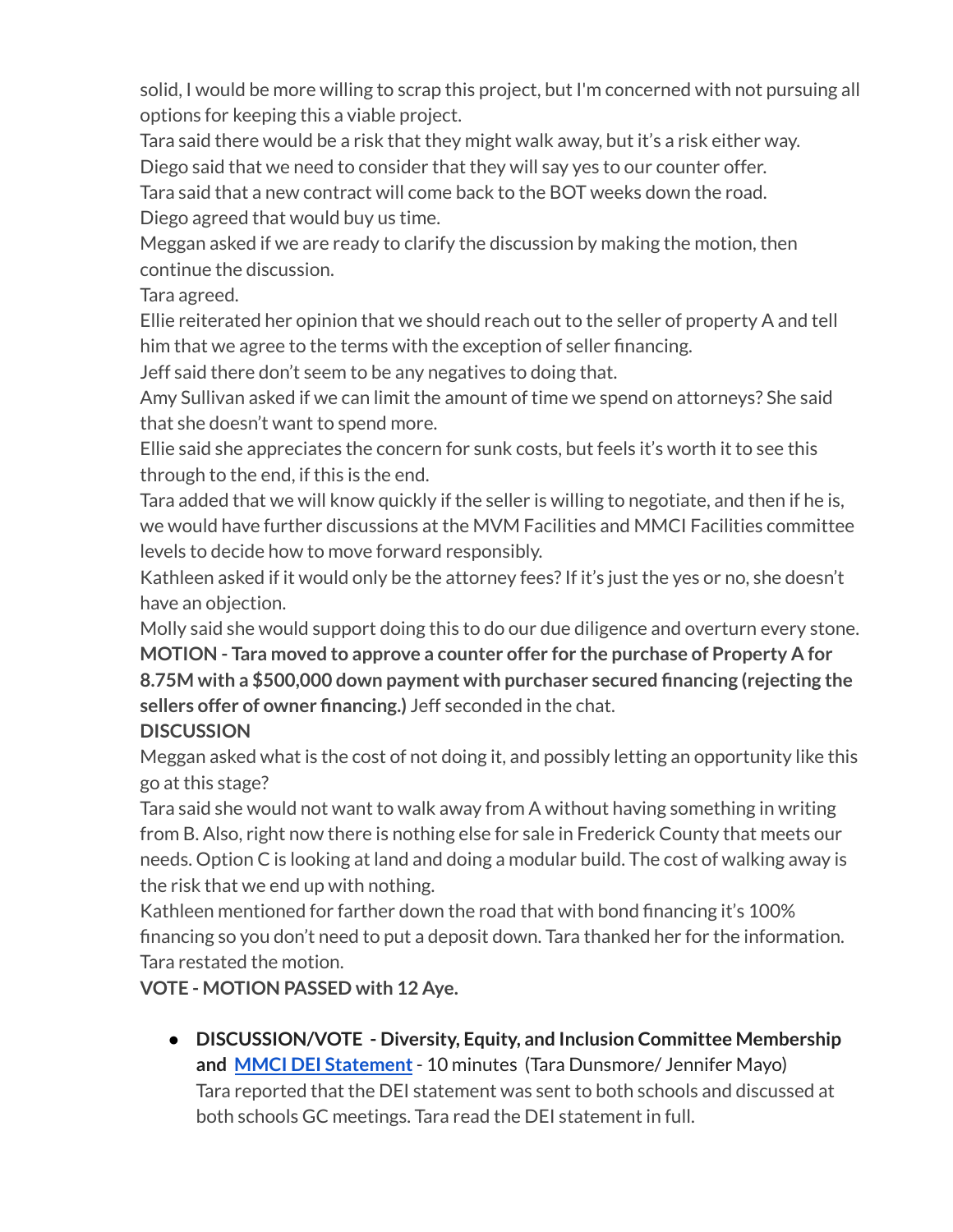solid, I would be more willing to scrap this project, but I'm concerned with not pursuing all options for keeping this a viable project.

Tara said there would be a risk that they might walk away, but it's a risk either way.

Diego said that we need to consider that they will say yes to our counter offer.

Tara said that a new contract will come back to the BOT weeks down the road.

Diego agreed that would buy us time.

Meggan asked if we are ready to clarify the discussion by making the motion, then continue the discussion.

Tara agreed.

Ellie reiterated her opinion that we should reach out to the seller of property A and tell him that we agree to the terms with the exception of seller financing.

Jeff said there don't seem to be any negatives to doing that.

Amy Sullivan asked if we can limit the amount of time we spend on attorneys? She said that she doesn't want to spend more.

Ellie said she appreciates the concern for sunk costs, but feels it's worth it to see this through to the end, if this is the end.

Tara added that we will know quickly if the seller is willing to negotiate, and then if he is, we would have further discussions at the MVM Facilities and MMCI Facilities committee levels to decide how to move forward responsibly.

Kathleen asked if it would only be the attorney fees? If it's just the yes or no, she doesn't have an objection.

Molly said she would support doing this to do our due diligence and overturn every stone.

**MOTION - Tara moved to approve a counter offer for the purchase of Property A for 8.75M with a $500,000 down payment with purchaser secured financing (rejecting the sellers offer of owner financing.)** Jeff seconded in the chat.

**DISCUSSION**

Meggan asked what is the cost of not doing it, and possibly letting an opportunity like this go at this stage?

Tara said she would not want to walk away from A without having something in writing from B. Also, right now there is nothing else for sale in Frederick County that meets our needs. Option C is looking at land and doing a modular build. The cost of walking away is the risk that we end up with nothing.

Kathleen mentioned for farther down the road that with bond financing it's 100% financing so you don't need to put a deposit down. Tara thanked her for the information.

Tara restated the motion.

**VOTE - MOTION PASSED with 12 Aye.**

- **DISCUSSION/VOTE - Diversity, Equity, and Inclusion Committee Membership and [MMCI DEI Statement]** - 10 minutes (Tara Dunsmore/ Jennifer Mayo)
  Tara reported that the DEI statement was sent to both schools and discussed at both schools GC meetings. Tara read the DEI statement in full.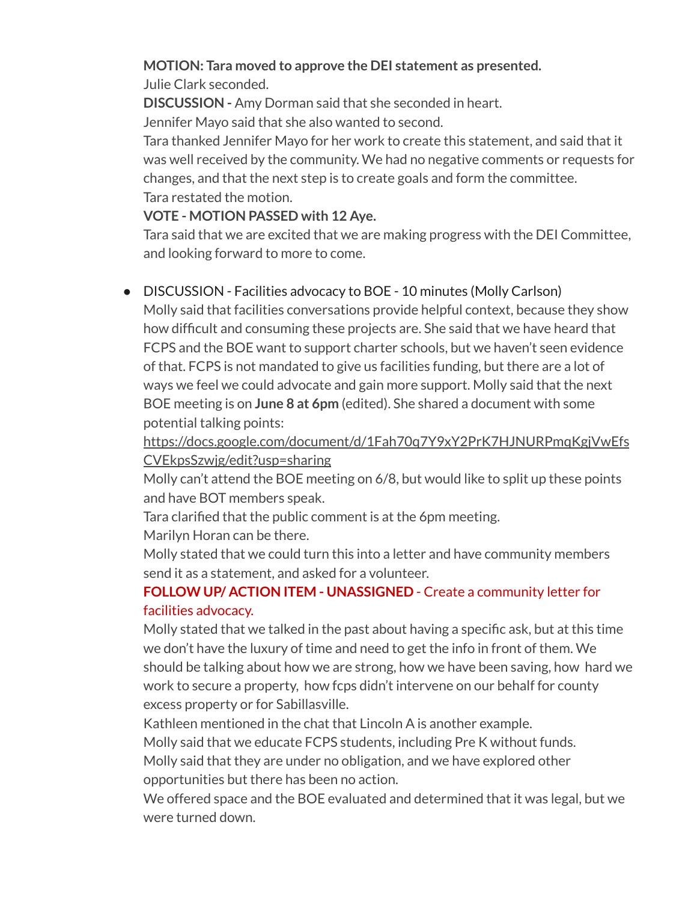**MOTION: Tara moved to approve the DEI statement as presented.**
Julie Clark seconded.
**DISCUSSION -** Amy Dorman said that she seconded in heart.
Jennifer Mayo said that she also wanted to second.
Tara thanked Jennifer Mayo for her work to create this statement, and said that it was well received by the community. We had no negative comments or requests for changes, and that the next step is to create goals and form the committee.
Tara restated the motion.
**VOTE - MOTION PASSED with 12 Aye.**
Tara said that we are excited that we are making progress with the DEI Committee, and looking forward to more to come.

- DISCUSSION - Facilities advocacy to BOE - 10 minutes (Molly Carlson)
  Molly said that facilities conversations provide helpful context, because they show how difficult and consuming these projects are. She said that we have heard that FCPS and the BOE want to support charter schools, but we haven't seen evidence of that. FCPS is not mandated to give us facilities funding, but there are a lot of ways we feel we could advocate and gain more support. Molly said that the next BOE meeting is on **June 8 at 6pm** (edited). She shared a document with some potential talking points:
  https://docs.google.com/document/d/1Fah70q7Y9xY2PrK7HJNURPmqKgjVwEfsCVEkpsSzwjg/edit?usp=sharing
  Molly can't attend the BOE meeting on 6/8, but would like to split up these points and have BOT members speak.
  Tara clarified that the public comment is at the 6pm meeting.
  Marilyn Horan can be there.
  Molly stated that we could turn this into a letter and have community members send it as a statement, and asked for a volunteer.
  **FOLLOW UP/ ACTION ITEM - UNASSIGNED** - Create a community letter for facilities advocacy.
  Molly stated that we talked in the past about having a specific ask, but at this time we don't have the luxury of time and need to get the info in front of them. We should be talking about how we are strong, how we have been saving, how hard we work to secure a property, how fcps didn't intervene on our behalf for county excess property or for Sabillasville.
  Kathleen mentioned in the chat that Lincoln A is another example.
  Molly said that we educate FCPS students, including Pre K without funds.
  Molly said that they are under no obligation, and we have explored other opportunities but there has been no action.
  We offered space and the BOE evaluated and determined that it was legal, but we were turned down.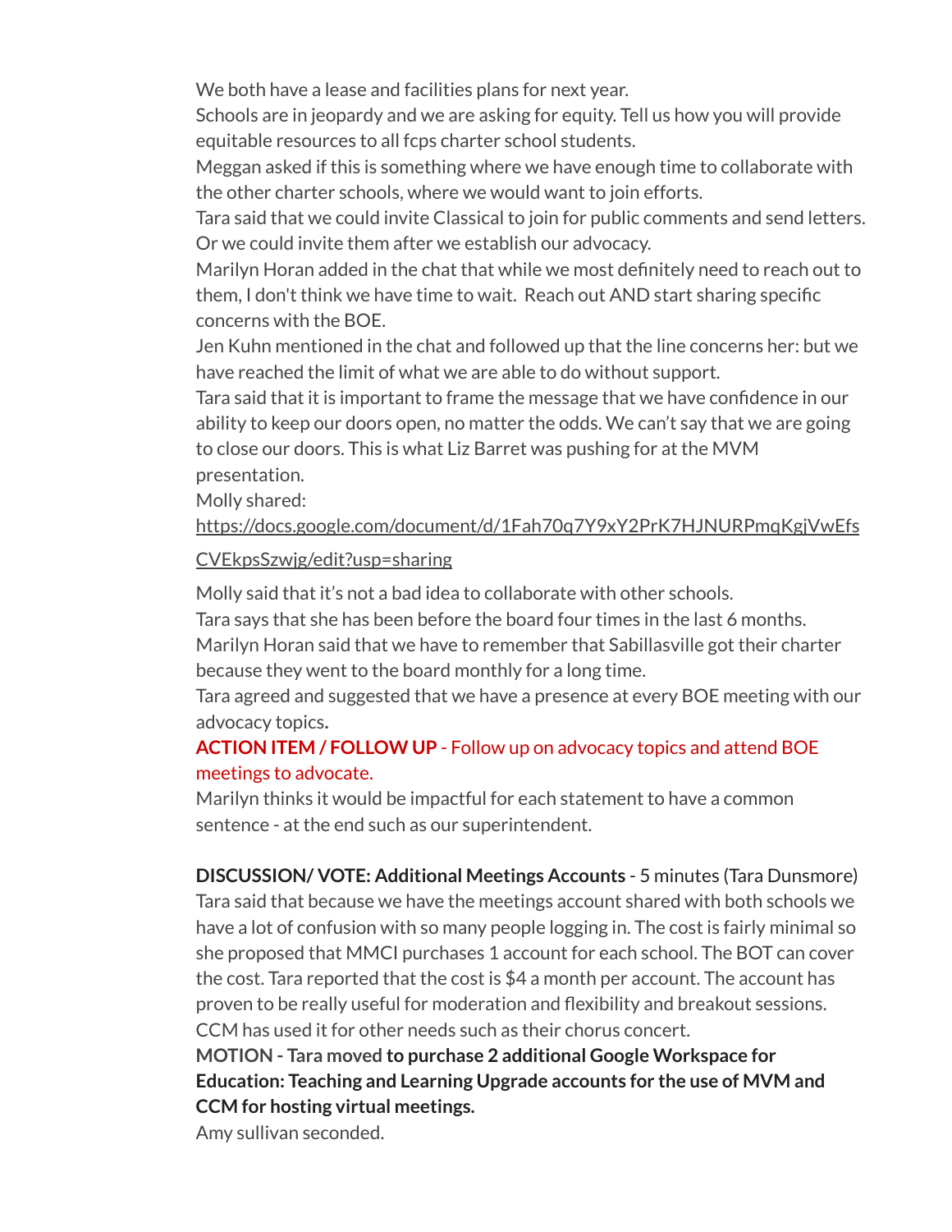We both have a lease and facilities plans for next year.

Schools are in jeopardy and we are asking for equity. Tell us how you will provide equitable resources to all fcps charter school students.

Meggan asked if this is something where we have enough time to collaborate with the other charter schools, where we would want to join efforts.

Tara said that we could invite Classical to join for public comments and send letters. Or we could invite them after we establish our advocacy.

Marilyn Horan added in the chat that while we most definitely need to reach out to them, I don't think we have time to wait. Reach out AND start sharing specific concerns with the BOE.

Jen Kuhn mentioned in the chat and followed up that the line concerns her: but we have reached the limit of what we are able to do without support.

Tara said that it is important to frame the message that we have confidence in our ability to keep our doors open, no matter the odds. We can't say that we are going to close our doors. This is what Liz Barret was pushing for at the MVM presentation.

Molly shared:
https://docs.google.com/document/d/1Fah70q7Y9xY2PrK7HJNURPmqKgjVwEfsCVEkpsSzwjg/edit?usp=sharing

Molly said that it's not a bad idea to collaborate with other schools.

Tara says that she has been before the board four times in the last 6 months.

Marilyn Horan said that we have to remember that Sabillasville got their charter because they went to the board monthly for a long time.

Tara agreed and suggested that we have a presence at every BOE meeting with our advocacy topics**.**

**ACTION ITEM / FOLLOW UP** - Follow up on advocacy topics and attend BOE meetings to advocate.

Marilyn thinks it would be impactful for each statement to have a common sentence - at the end such as our superintendent.

**DISCUSSION/ VOTE: Additional Meetings Accounts** - 5 minutes (Tara Dunsmore)

Tara said that because we have the meetings account shared with both schools we have a lot of confusion with so many people logging in. The cost is fairly minimal so she proposed that MMCI purchases 1 account for each school. The BOT can cover the cost. Tara reported that the cost is $4 a month per account. The account has proven to be really useful for moderation and flexibility and breakout sessions. CCM has used it for other needs such as their chorus concert.

**MOTION - Tara moved to purchase 2 additional Google Workspace for Education: Teaching and Learning Upgrade accounts for the use of MVM and CCM for hosting virtual meetings.**

Amy sullivan seconded.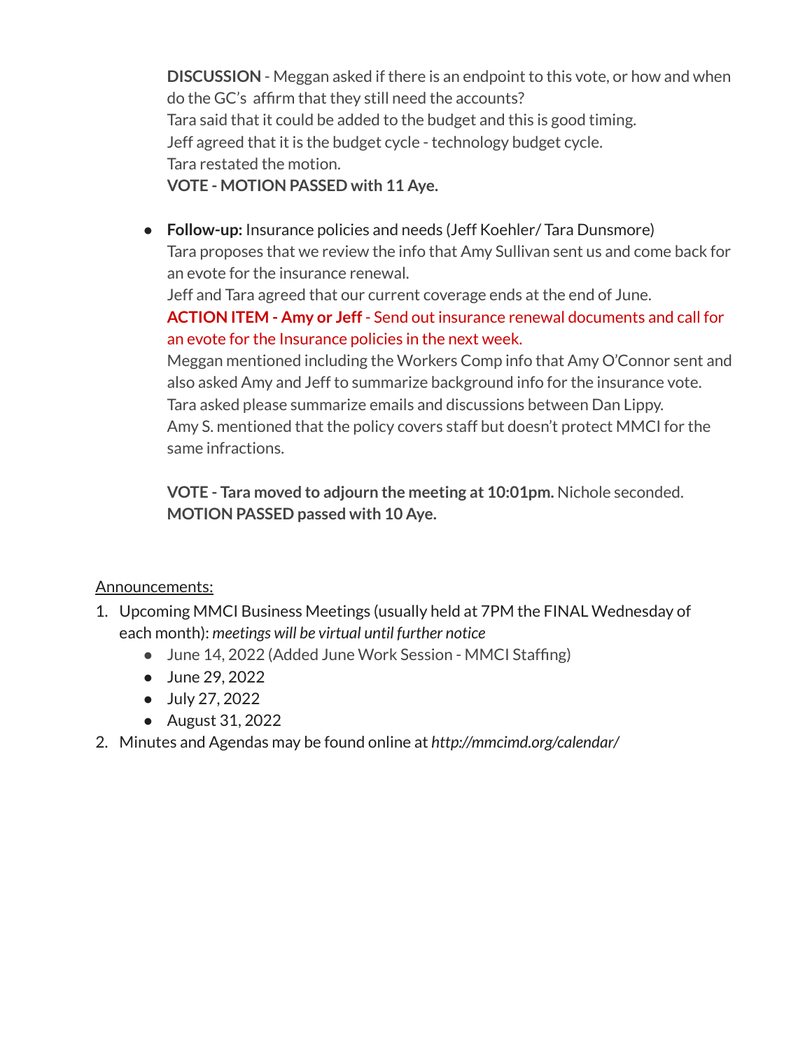**DISCUSSION** - Meggan asked if there is an endpoint to this vote, or how and when do the GC's affirm that they still need the accounts?
Tara said that it could be added to the budget and this is good timing.
Jeff agreed that it is the budget cycle - technology budget cycle.
Tara restated the motion.
**VOTE - MOTION PASSED with 11 Aye.**

- **Follow-up:** Insurance policies and needs (Jeff Koehler/ Tara Dunsmore)
  Tara proposes that we review the info that Amy Sullivan sent us and come back for an evote for the insurance renewal.
  Jeff and Tara agreed that our current coverage ends at the end of June.
  **ACTION ITEM - Amy or Jeff** - Send out insurance renewal documents and call for an evote for the Insurance policies in the next week.
  Meggan mentioned including the Workers Comp info that Amy O'Connor sent and also asked Amy and Jeff to summarize background info for the insurance vote.
  Tara asked please summarize emails and discussions between Dan Lippy.
  Amy S. mentioned that the policy covers staff but doesn't protect MMCI for the same infractions.

  **VOTE - Tara moved to adjourn the meeting at 10:01pm.** Nichole seconded.
  **MOTION PASSED passed with 10 Aye.**

Announcements:

1. Upcoming MMCI Business Meetings (usually held at 7PM the FINAL Wednesday of each month): *meetings will be virtual until further notice*
   - June 14, 2022 (Added June Work Session - MMCI Staffing)
   - June 29, 2022
   - July 27, 2022
   - August 31, 2022
2. Minutes and Agendas may be found online at *http://mmcimd.org/calendar/*